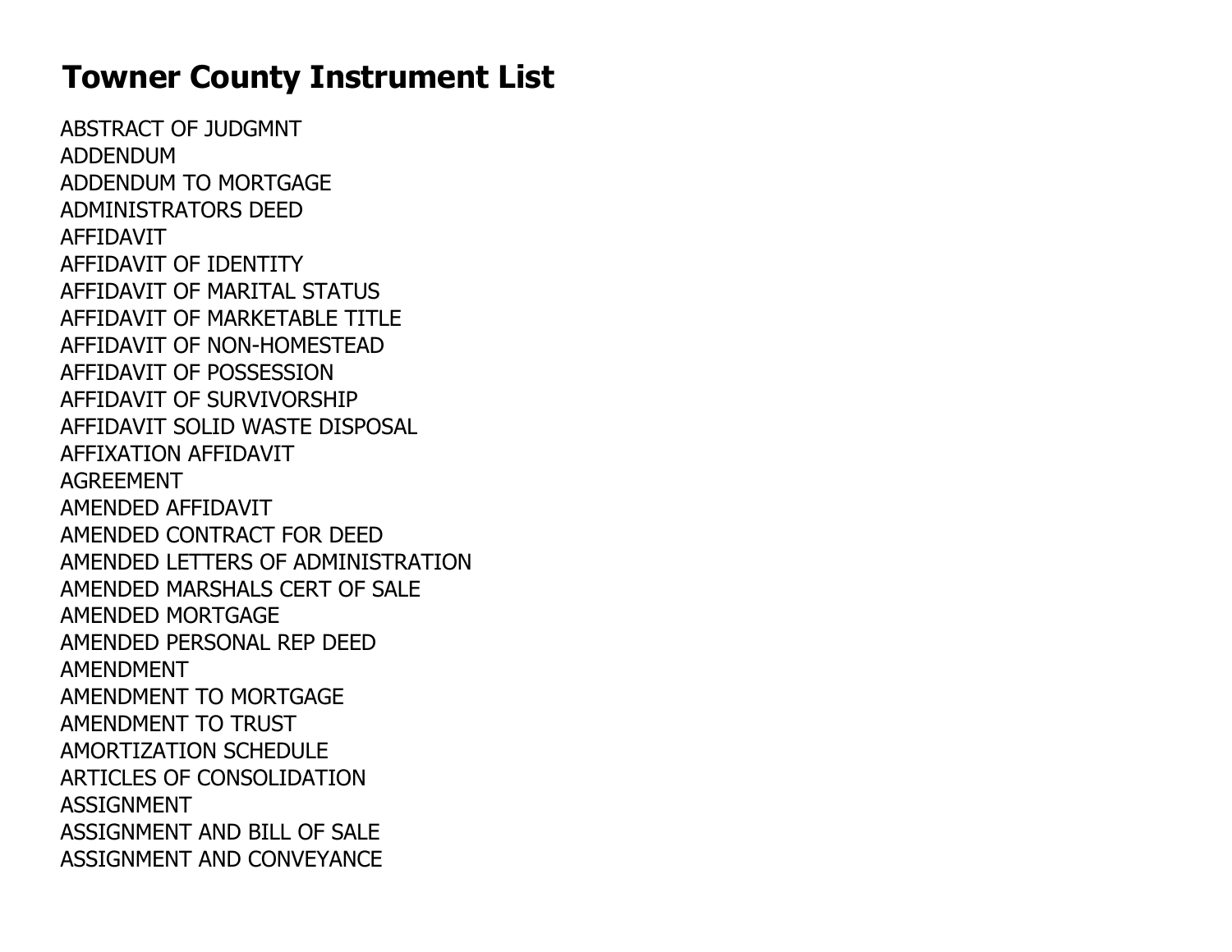# Towner County Instrument List

ABSTRACT OF JUDGMNT
ADDENDUM
ADDENDUM TO MORTGAGE
ADMINISTRATORS DEED
AFFIDAVIT
AFFIDAVIT OF IDENTITY
AFFIDAVIT OF MARITAL STATUS
AFFIDAVIT OF MARKETABLE TITLE
AFFIDAVIT OF NON-HOMESTEAD
AFFIDAVIT OF POSSESSION
AFFIDAVIT OF SURVIVORSHIP
AFFIDAVIT SOLID WASTE DISPOSAL
AFFIXATION AFFIDAVIT
AGREEMENT
AMENDED AFFIDAVIT
AMENDED CONTRACT FOR DEED
AMENDED LETTERS OF ADMINISTRATION
AMENDED MARSHALS CERT OF SALE
AMENDED MORTGAGE
AMENDED PERSONAL REP DEED
AMENDMENT
AMENDMENT TO MORTGAGE
AMENDMENT TO TRUST
AMORTIZATION SCHEDULE
ARTICLES OF CONSOLIDATION
ASSIGNMENT
ASSIGNMENT AND BILL OF SALE
ASSIGNMENT AND CONVEYANCE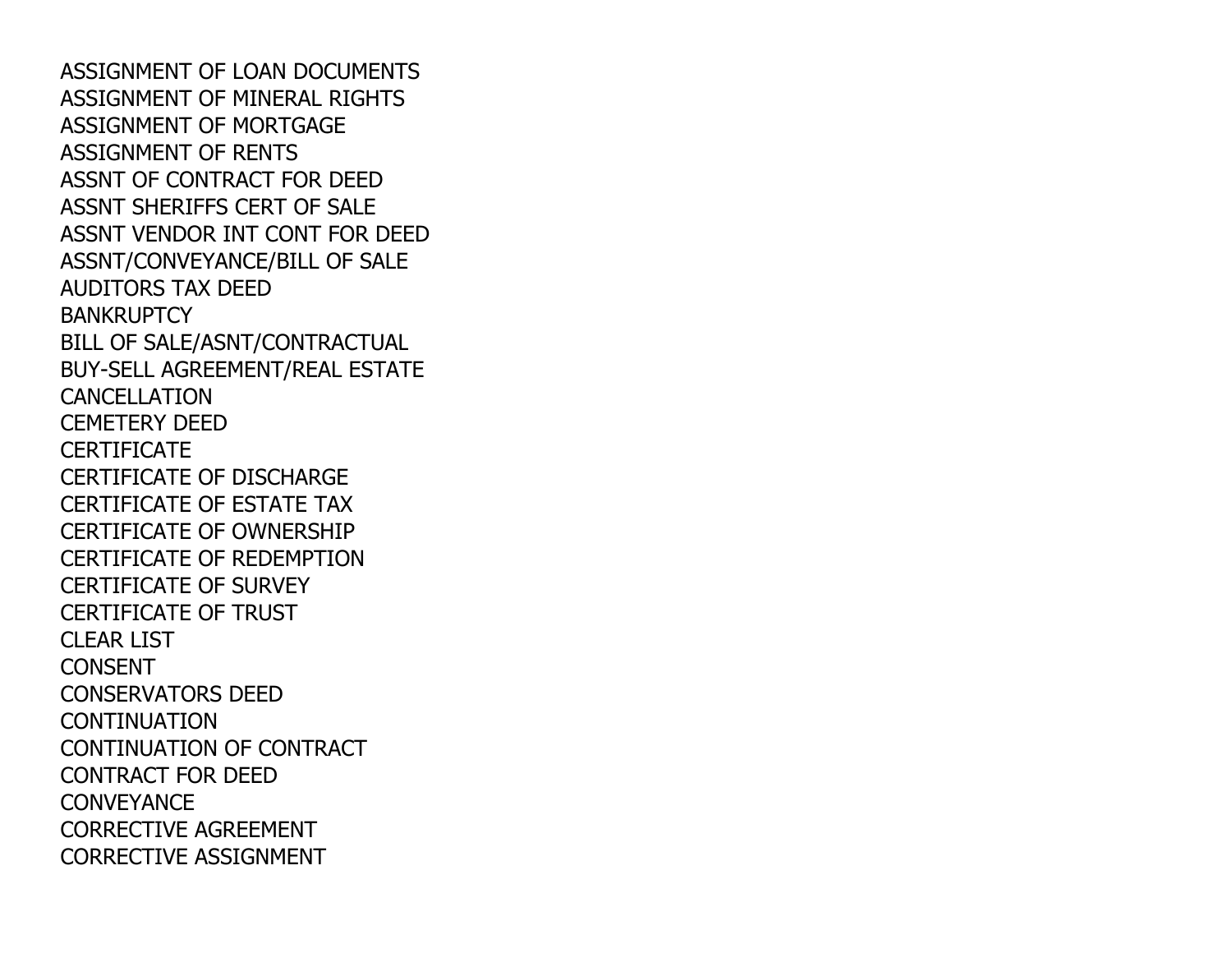ASSIGNMENT OF LOAN DOCUMENTS
ASSIGNMENT OF MINERAL RIGHTS
ASSIGNMENT OF MORTGAGE
ASSIGNMENT OF RENTS
ASSNT OF CONTRACT FOR DEED
ASSNT SHERIFFS CERT OF SALE
ASSNT VENDOR INT CONT FOR DEED
ASSNT/CONVEYANCE/BILL OF SALE
AUDITORS TAX DEED
BANKRUPTCY
BILL OF SALE/ASNT/CONTRACTUAL
BUY-SELL AGREEMENT/REAL ESTATE
CANCELLATION
CEMETERY DEED
CERTIFICATE
CERTIFICATE OF DISCHARGE
CERTIFICATE OF ESTATE TAX
CERTIFICATE OF OWNERSHIP
CERTIFICATE OF REDEMPTION
CERTIFICATE OF SURVEY
CERTIFICATE OF TRUST
CLEAR LIST
CONSENT
CONSERVATORS DEED
CONTINUATION
CONTINUATION OF CONTRACT
CONTRACT FOR DEED
CONVEYANCE
CORRECTIVE AGREEMENT
CORRECTIVE ASSIGNMENT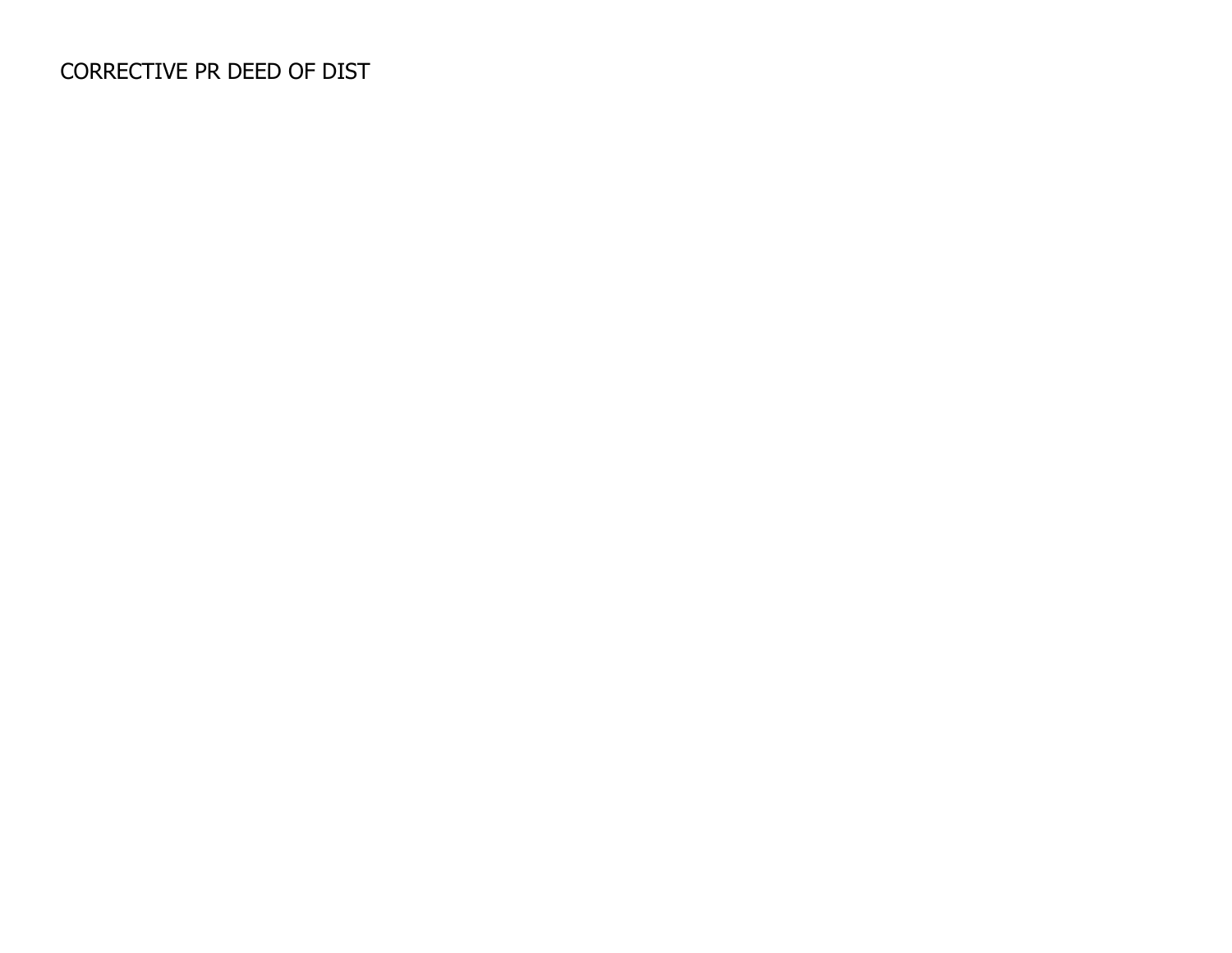CORRECTIVE PR DEED OF DIST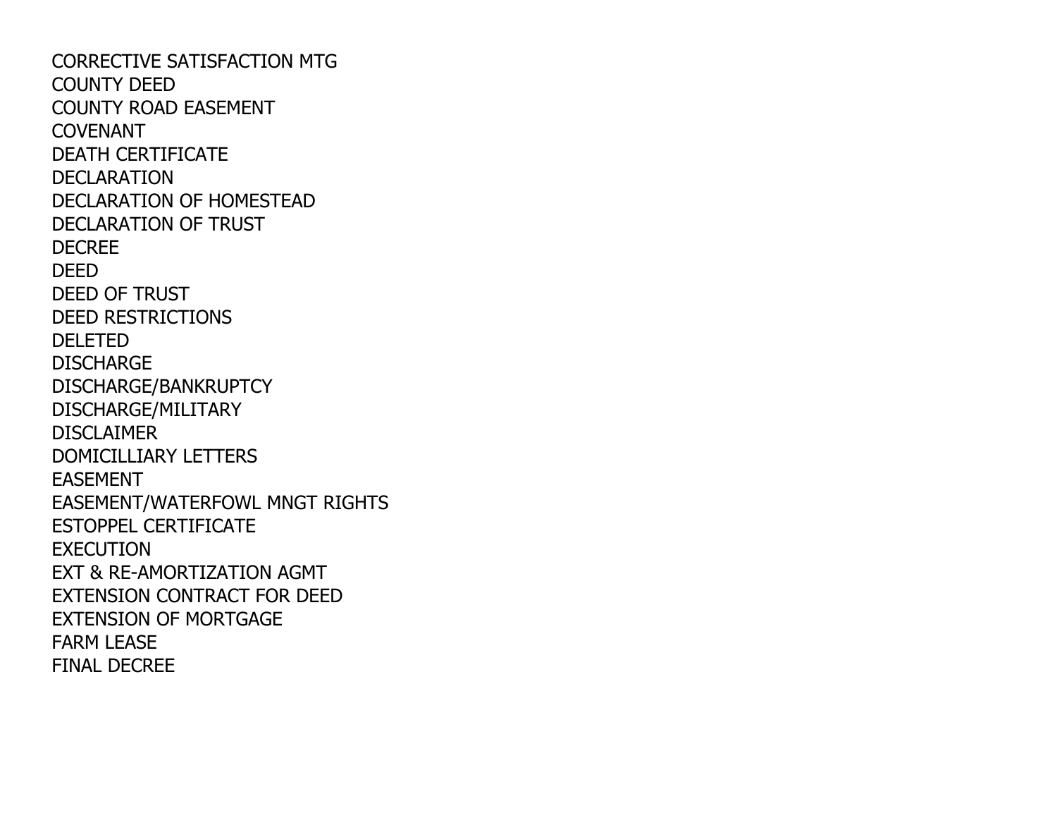CORRECTIVE SATISFACTION MTG
COUNTY DEED
COUNTY ROAD EASEMENT
COVENANT
DEATH CERTIFICATE
DECLARATION
DECLARATION OF HOMESTEAD
DECLARATION OF TRUST
DECREE
DEED
DEED OF TRUST
DEED RESTRICTIONS
DELETED
DISCHARGE
DISCHARGE/BANKRUPTCY
DISCHARGE/MILITARY
DISCLAIMER
DOMICILLIARY LETTERS
EASEMENT
EASEMENT/WATERFOWL MNGT RIGHTS
ESTOPPEL CERTIFICATE
EXECUTION
EXT & RE-AMORTIZATION AGMT
EXTENSION CONTRACT FOR DEED
EXTENSION OF MORTGAGE
FARM LEASE
FINAL DECREE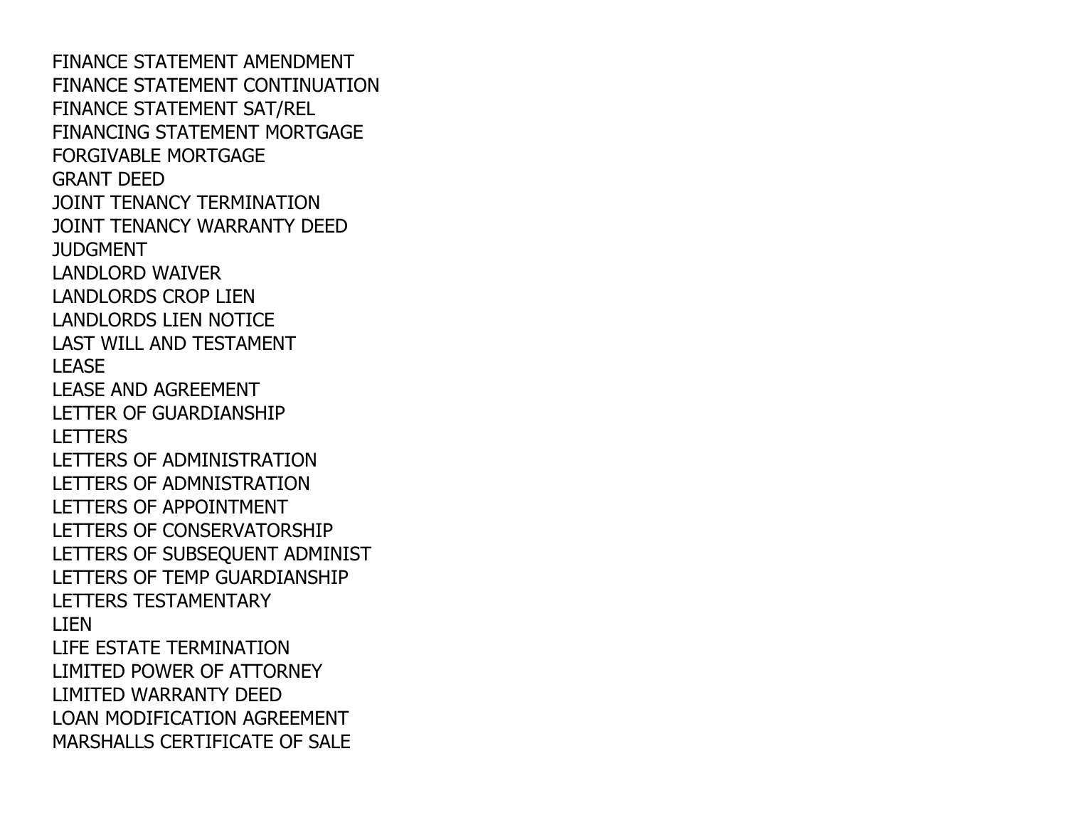FINANCE STATEMENT AMENDMENT
FINANCE STATEMENT CONTINUATION
FINANCE STATEMENT SAT/REL
FINANCING STATEMENT MORTGAGE
FORGIVABLE MORTGAGE
GRANT DEED
JOINT TENANCY TERMINATION
JOINT TENANCY WARRANTY DEED
JUDGMENT
LANDLORD WAIVER
LANDLORDS CROP LIEN
LANDLORDS LIEN NOTICE
LAST WILL AND TESTAMENT
LEASE
LEASE AND AGREEMENT
LETTER OF GUARDIANSHIP
LETTERS
LETTERS OF ADMINISTRATION
LETTERS OF ADMNISTRATION
LETTERS OF APPOINTMENT
LETTERS OF CONSERVATORSHIP
LETTERS OF SUBSEQUENT ADMINIST
LETTERS OF TEMP GUARDIANSHIP
LETTERS TESTAMENTARY
LIEN
LIFE ESTATE TERMINATION
LIMITED POWER OF ATTORNEY
LIMITED WARRANTY DEED
LOAN MODIFICATION AGREEMENT
MARSHALLS CERTIFICATE OF SALE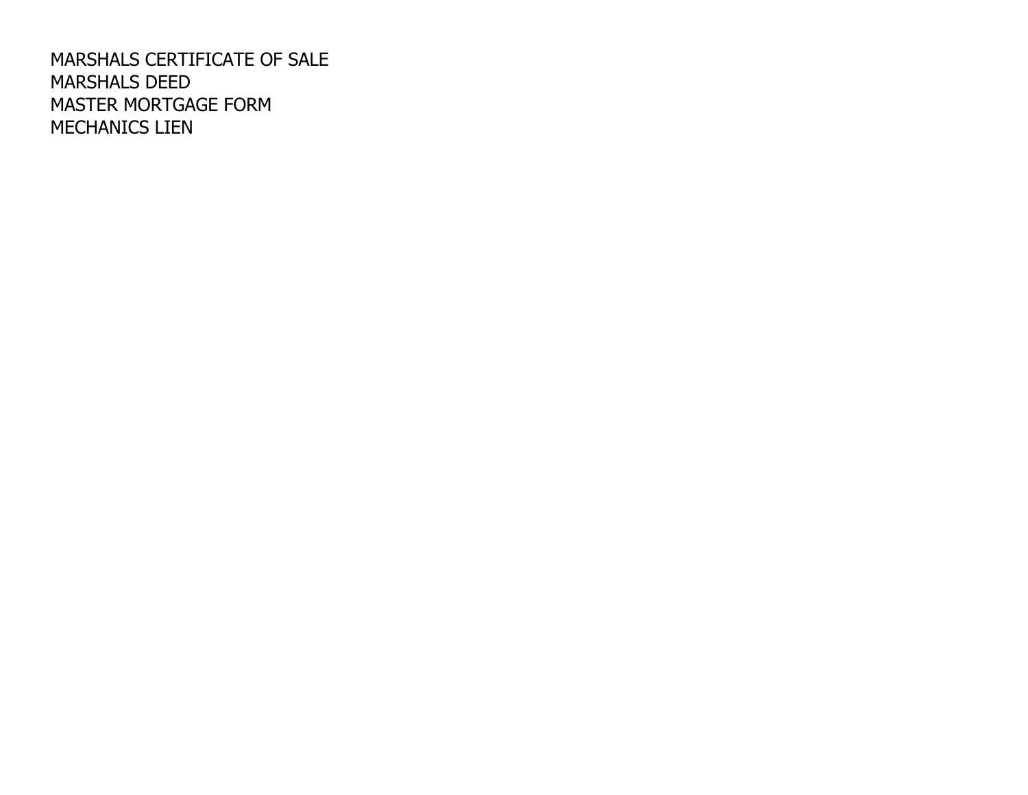MARSHALS CERTIFICATE OF SALE
MARSHALS DEED
MASTER MORTGAGE FORM
MECHANICS LIEN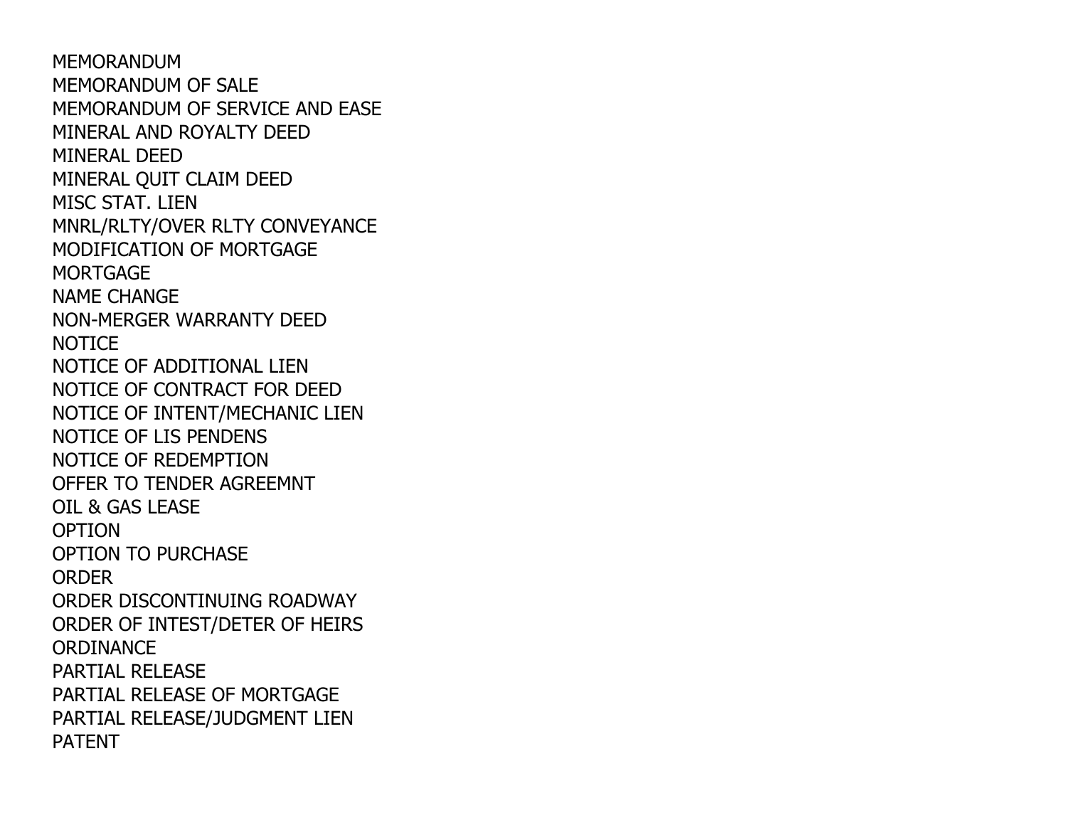MEMORANDUM
MEMORANDUM OF SALE
MEMORANDUM OF SERVICE AND EASE
MINERAL AND ROYALTY DEED
MINERAL DEED
MINERAL QUIT CLAIM DEED
MISC STAT. LIEN
MNRL/RLTY/OVER RLTY CONVEYANCE
MODIFICATION OF MORTGAGE
MORTGAGE
NAME CHANGE
NON-MERGER WARRANTY DEED
NOTICE
NOTICE OF ADDITIONAL LIEN
NOTICE OF CONTRACT FOR DEED
NOTICE OF INTENT/MECHANIC LIEN
NOTICE OF LIS PENDENS
NOTICE OF REDEMPTION
OFFER TO TENDER AGREEMNT
OIL & GAS LEASE
OPTION
OPTION TO PURCHASE
ORDER
ORDER DISCONTINUING ROADWAY
ORDER OF INTEST/DETER OF HEIRS
ORDINANCE
PARTIAL RELEASE
PARTIAL RELEASE OF MORTGAGE
PARTIAL RELEASE/JUDGMENT LIEN
PATENT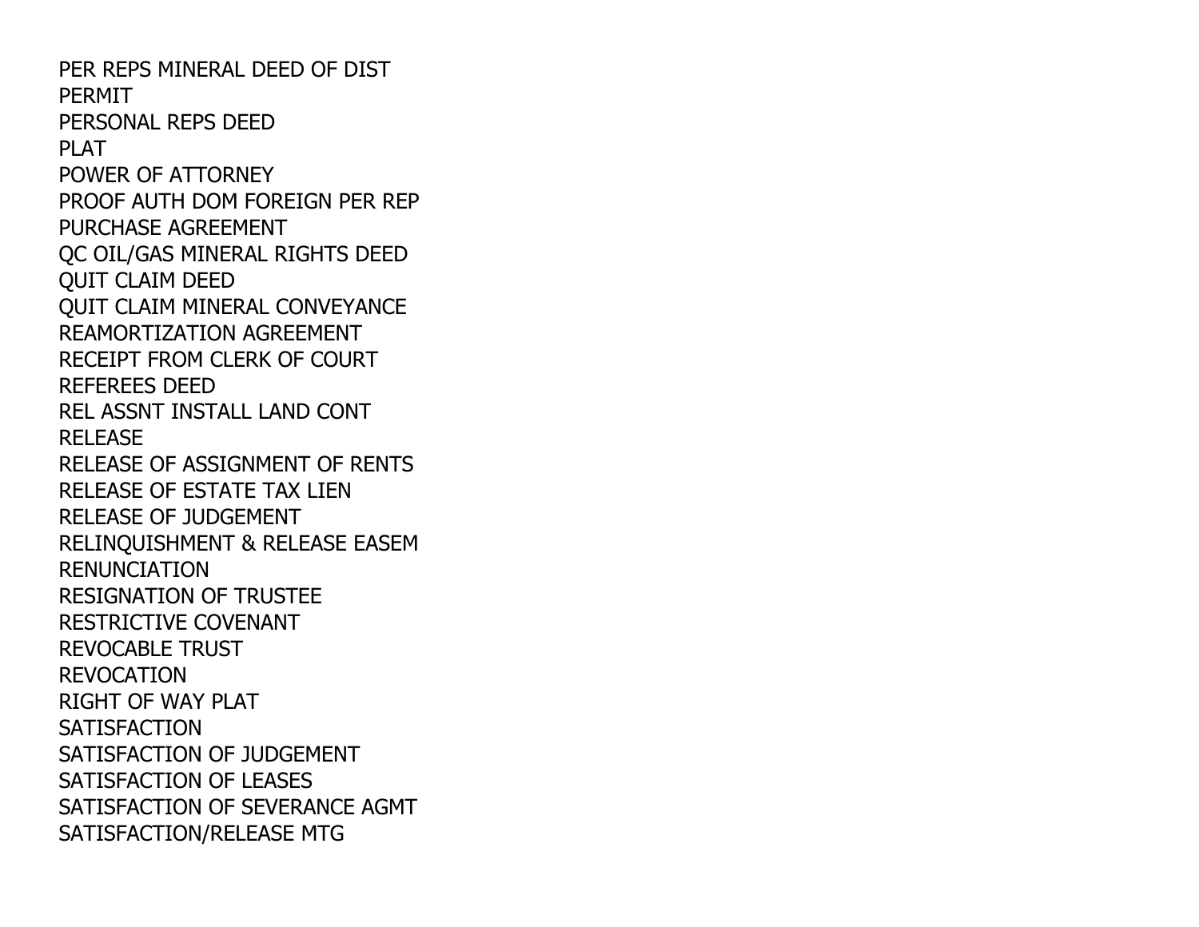PER REPS MINERAL DEED OF DIST
PERMIT
PERSONAL REPS DEED
PLAT
POWER OF ATTORNEY
PROOF AUTH DOM FOREIGN PER REP
PURCHASE AGREEMENT
QC OIL/GAS MINERAL RIGHTS DEED
QUIT CLAIM DEED
QUIT CLAIM MINERAL CONVEYANCE
REAMORTIZATION AGREEMENT
RECEIPT FROM CLERK OF COURT
REFEREES DEED
REL ASSNT INSTALL LAND CONT
RELEASE
RELEASE OF ASSIGNMENT OF RENTS
RELEASE OF ESTATE TAX LIEN
RELEASE OF JUDGEMENT
RELINQUISHMENT & RELEASE EASEM
RENUNCIATION
RESIGNATION OF TRUSTEE
RESTRICTIVE COVENANT
REVOCABLE TRUST
REVOCATION
RIGHT OF WAY PLAT
SATISFACTION
SATISFACTION OF JUDGEMENT
SATISFACTION OF LEASES
SATISFACTION OF SEVERANCE AGMT
SATISFACTION/RELEASE MTG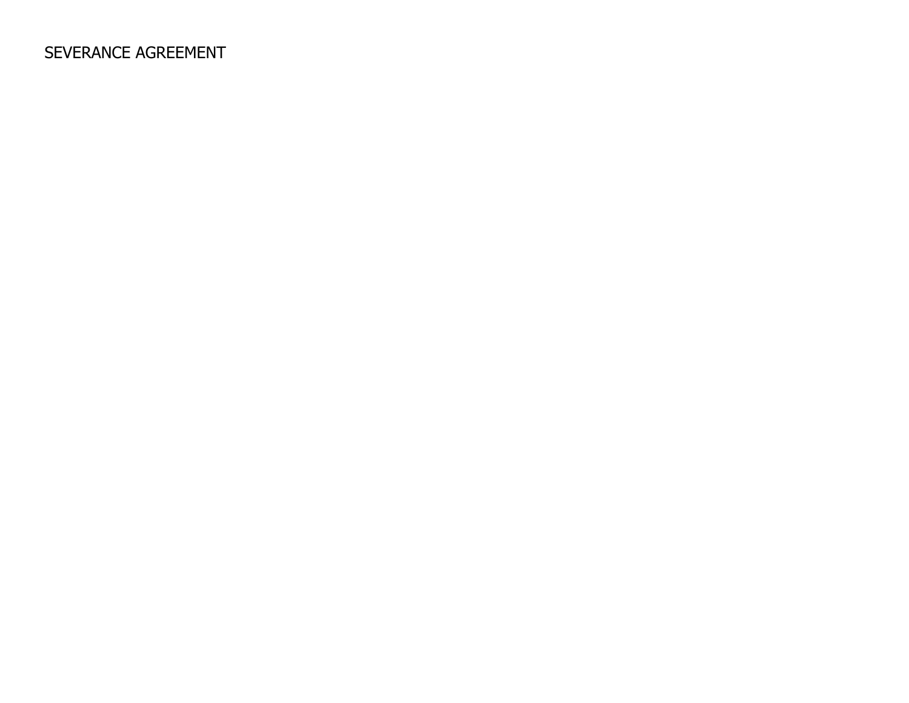SEVERANCE AGREEMENT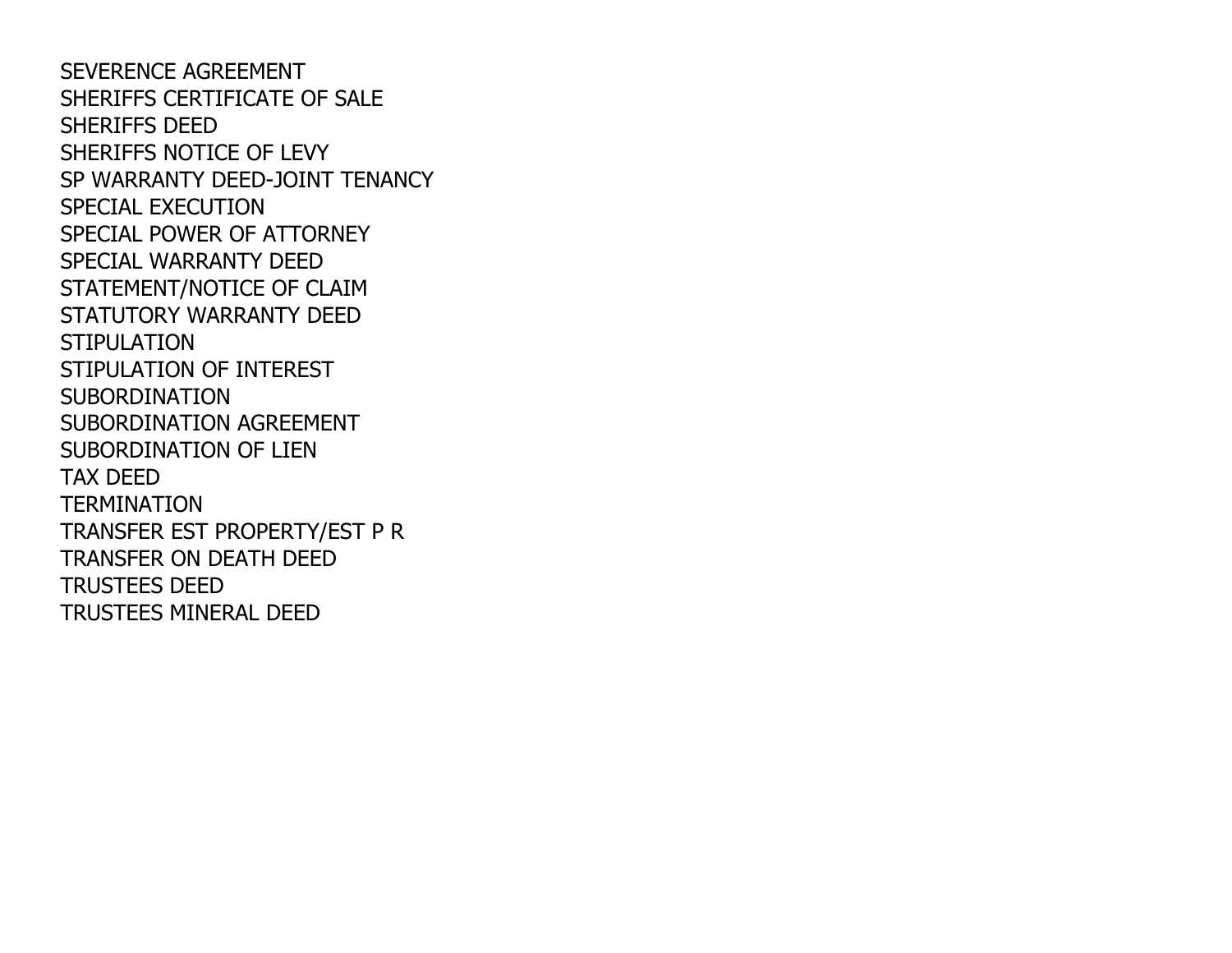SEVERENCE AGREEMENT
SHERIFFS CERTIFICATE OF SALE
SHERIFFS DEED
SHERIFFS NOTICE OF LEVY
SP WARRANTY DEED-JOINT TENANCY
SPECIAL EXECUTION
SPECIAL POWER OF ATTORNEY
SPECIAL WARRANTY DEED
STATEMENT/NOTICE OF CLAIM
STATUTORY WARRANTY DEED
STIPULATION
STIPULATION OF INTEREST
SUBORDINATION
SUBORDINATION AGREEMENT
SUBORDINATION OF LIEN
TAX DEED
TERMINATION
TRANSFER EST PROPERTY/EST P R
TRANSFER ON DEATH DEED
TRUSTEES DEED
TRUSTEES MINERAL DEED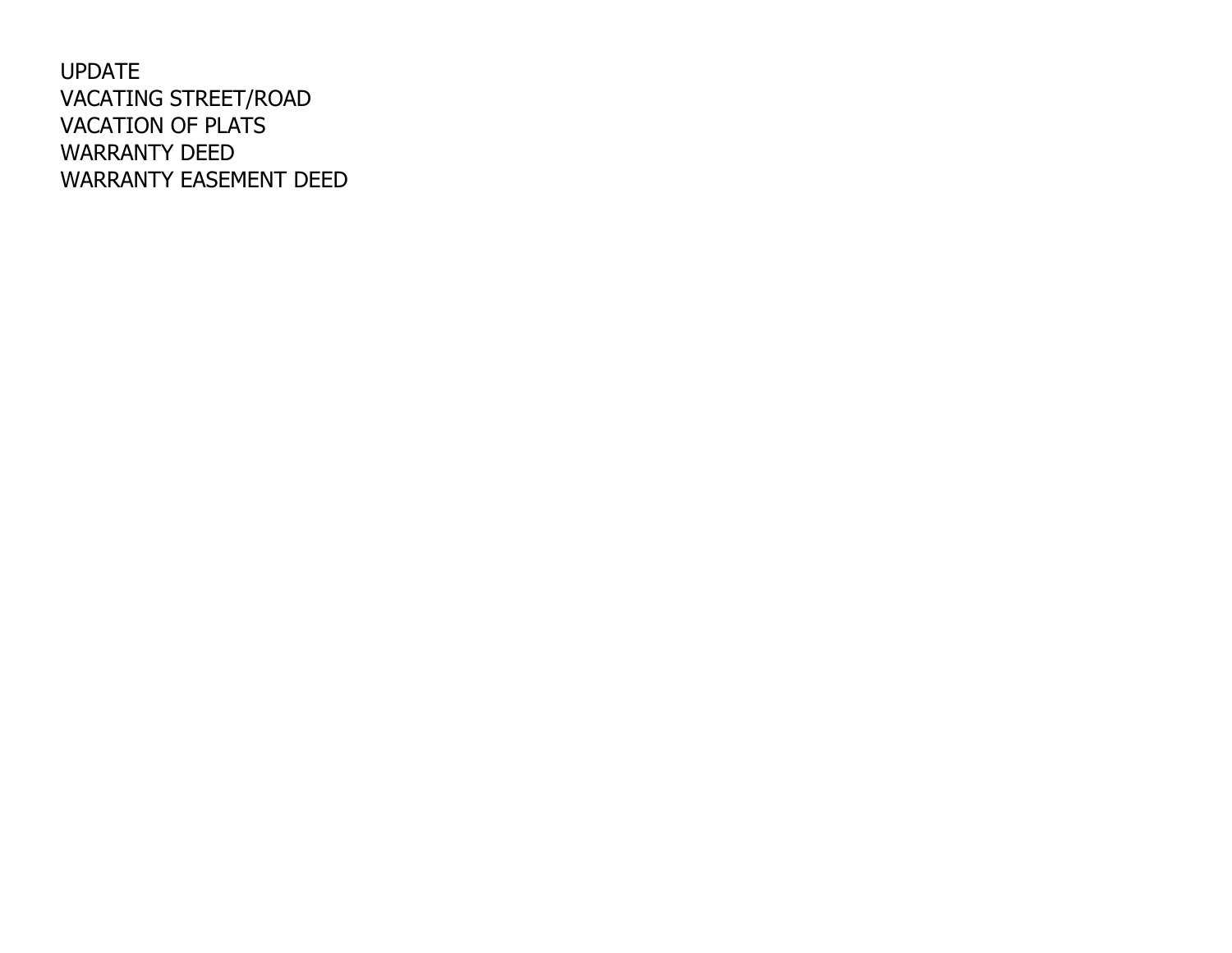UPDATE
VACATING STREET/ROAD
VACATION OF PLATS
WARRANTY DEED
WARRANTY EASEMENT DEED